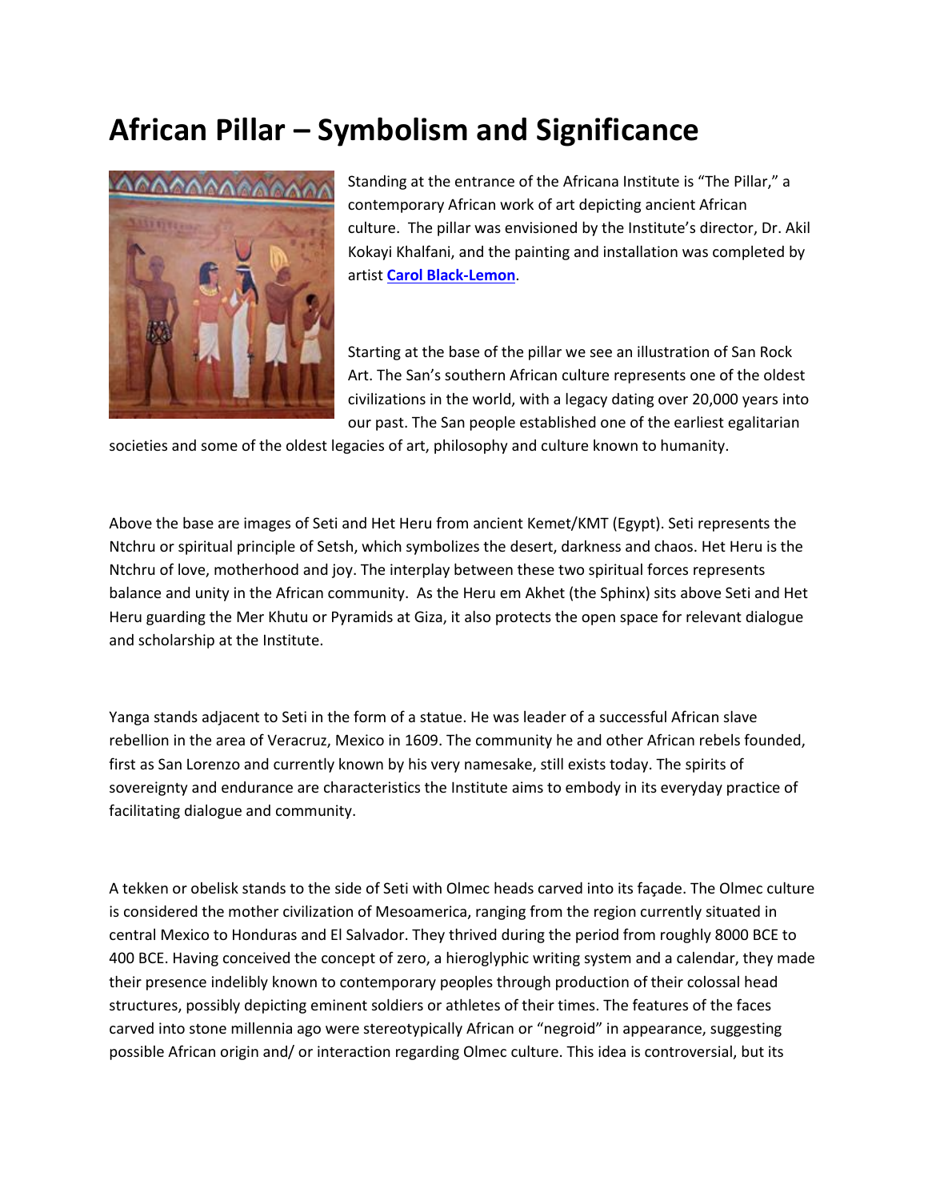# African Pillar – Symbolism and Significance

Standing at the entrance of the Africana Institute is "The Pillar," a contemporary African work of art depicting ancient African culture. The pillar was envisioned by the Institute's director, Dr. Akil Kokayi Khalfani, and the painting and installation was completed by artist **Carol Black-Lemon**.

Starting at the base of the pillar we see an illustration of San Rock Art. The San's southern African culture represents one of the oldest civilizations in the world, with a legacy dating over 20,000 years into our past. The San people established one of the earliest egalitarian societies and some of the oldest legacies of art, philosophy and culture known to humanity.

Above the base are images of Seti and Het Heru from ancient Kemet/KMT (Egypt). Seti represents the Ntchru or spiritual principle of Setsh, which symbolizes the desert, darkness and chaos. Het Heru is the Ntchru of love, motherhood and joy. The interplay between these two spiritual forces represents balance and unity in the African community. As the Heru em Akhet (the Sphinx) sits above Seti and Het Heru guarding the Mer Khutu or Pyramids at Giza, it also protects the open space for relevant dialogue and scholarship at the Institute.

Yanga stands adjacent to Seti in the form of a statue. He was leader of a successful African slave rebellion in the area of Veracruz, Mexico in 1609. The community he and other African rebels founded, first as San Lorenzo and currently known by his very namesake, still exists today. The spirits of sovereignty and endurance are characteristics the Institute aims to embody in its everyday practice of facilitating dialogue and community.

A tekken or obelisk stands to the side of Seti with Olmec heads carved into its façade. The Olmec culture is considered the mother civilization of Mesoamerica, ranging from the region currently situated in central Mexico to Honduras and El Salvador. They thrived during the period from roughly 8000 BCE to 400 BCE. Having conceived the concept of zero, a hieroglyphic writing system and a calendar, they made their presence indelibly known to contemporary peoples through production of their colossal head structures, possibly depicting eminent soldiers or athletes of their times. The features of the faces carved into stone millennia ago were stereotypically African or "negroid" in appearance, suggesting possible African origin and/ or interaction regarding Olmec culture. This idea is controversial, but its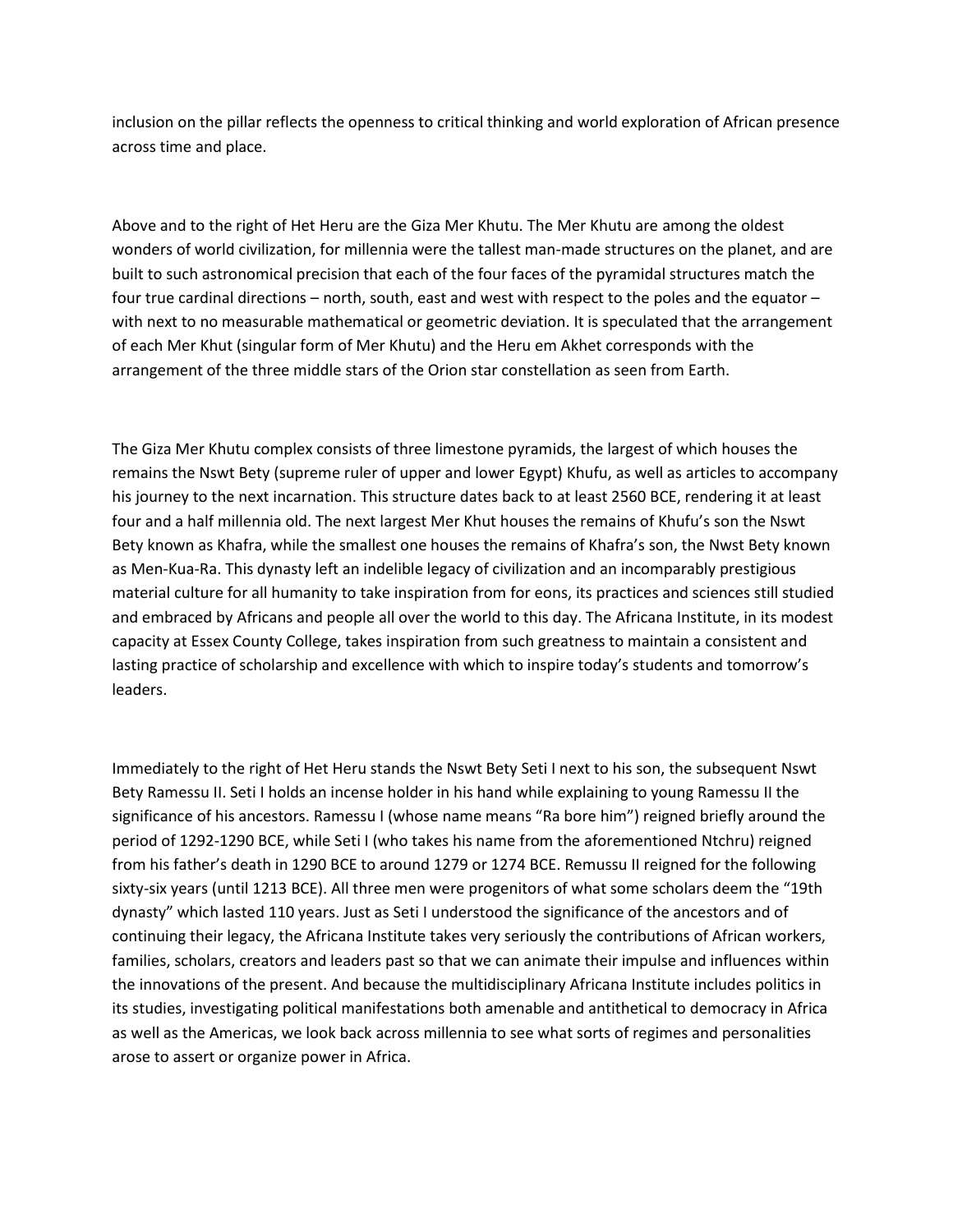inclusion on the pillar reflects the openness to critical thinking and world exploration of African presence across time and place.

Above and to the right of Het Heru are the Giza Mer Khutu. The Mer Khutu are among the oldest wonders of world civilization, for millennia were the tallest man-made structures on the planet, and are built to such astronomical precision that each of the four faces of the pyramidal structures match the four true cardinal directions – north, south, east and west with respect to the poles and the equator – with next to no measurable mathematical or geometric deviation. It is speculated that the arrangement of each Mer Khut (singular form of Mer Khutu) and the Heru em Akhet corresponds with the arrangement of the three middle stars of the Orion star constellation as seen from Earth.

The Giza Mer Khutu complex consists of three limestone pyramids, the largest of which houses the remains the Nswt Bety (supreme ruler of upper and lower Egypt) Khufu, as well as articles to accompany his journey to the next incarnation. This structure dates back to at least 2560 BCE, rendering it at least four and a half millennia old. The next largest Mer Khut houses the remains of Khufu's son the Nswt Bety known as Khafra, while the smallest one houses the remains of Khafra's son, the Nwst Bety known as Men-Kua-Ra. This dynasty left an indelible legacy of civilization and an incomparably prestigious material culture for all humanity to take inspiration from for eons, its practices and sciences still studied and embraced by Africans and people all over the world to this day. The Africana Institute, in its modest capacity at Essex County College, takes inspiration from such greatness to maintain a consistent and lasting practice of scholarship and excellence with which to inspire today's students and tomorrow's leaders.

Immediately to the right of Het Heru stands the Nswt Bety Seti I next to his son, the subsequent Nswt Bety Ramessu II. Seti I holds an incense holder in his hand while explaining to young Ramessu II the significance of his ancestors. Ramessu I (whose name means "Ra bore him") reigned briefly around the period of 1292-1290 BCE, while Seti I (who takes his name from the aforementioned Ntchru) reigned from his father's death in 1290 BCE to around 1279 or 1274 BCE. Remussu II reigned for the following sixty-six years (until 1213 BCE). All three men were progenitors of what some scholars deem the "19th dynasty" which lasted 110 years. Just as Seti I understood the significance of the ancestors and of continuing their legacy, the Africana Institute takes very seriously the contributions of African workers, families, scholars, creators and leaders past so that we can animate their impulse and influences within the innovations of the present. And because the multidisciplinary Africana Institute includes politics in its studies, investigating political manifestations both amenable and antithetical to democracy in Africa as well as the Americas, we look back across millennia to see what sorts of regimes and personalities arose to assert or organize power in Africa.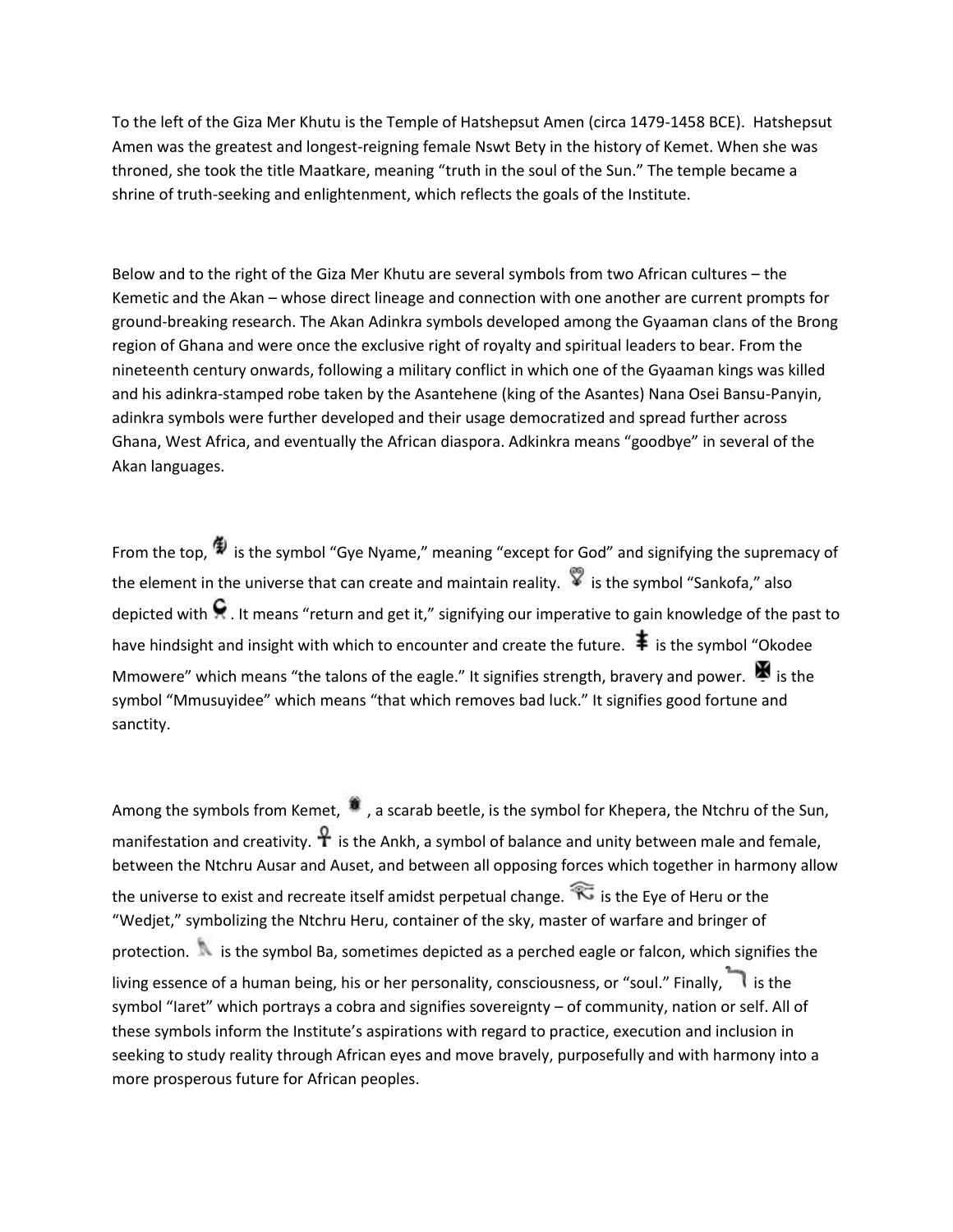To the left of the Giza Mer Khutu is the Temple of Hatshepsut Amen (circa 1479-1458 BCE). Hatshepsut Amen was the greatest and longest-reigning female Nswt Bety in the history of Kemet. When she was throned, she took the title Maatkare, meaning "truth in the soul of the Sun." The temple became a shrine of truth-seeking and enlightenment, which reflects the goals of the Institute.

Below and to the right of the Giza Mer Khutu are several symbols from two African cultures – the Kemetic and the Akan – whose direct lineage and connection with one another are current prompts for ground-breaking research. The Akan Adinkra symbols developed among the Gyaaman clans of the Brong region of Ghana and were once the exclusive right of royalty and spiritual leaders to bear. From the nineteenth century onwards, following a military conflict in which one of the Gyaaman kings was killed and his adinkra-stamped robe taken by the Asantehene (king of the Asantes) Nana Osei Bansu-Panyin, adinkra symbols were further developed and their usage democratized and spread further across Ghana, West Africa, and eventually the African diaspora. Adkinkra means "goodbye" in several of the Akan languages.

From the top, is the symbol "Gye Nyame," meaning "except for God" and signifying the supremacy of the element in the universe that can create and maintain reality. is the symbol "Sankofa," also depicted with . It means "return and get it," signifying our imperative to gain knowledge of the past to have hindsight and insight with which to encounter and create the future. is the symbol "Okodee Mmowere" which means "the talons of the eagle." It signifies strength, bravery and power. is the symbol "Mmusuyidee" which means "that which removes bad luck." It signifies good fortune and sanctity.

Among the symbols from Kemet, , a scarab beetle, is the symbol for Khepera, the Ntchru of the Sun, manifestation and creativity. is the Ankh, a symbol of balance and unity between male and female, between the Ntchru Ausar and Auset, and between all opposing forces which together in harmony allow the universe to exist and recreate itself amidst perpetual change. is the Eye of Heru or the "Wedjet," symbolizing the Ntchru Heru, container of the sky, master of warfare and bringer of protection. is the symbol Ba, sometimes depicted as a perched eagle or falcon, which signifies the living essence of a human being, his or her personality, consciousness, or "soul." Finally, is the symbol "Iaret" which portrays a cobra and signifies sovereignty – of community, nation or self. All of these symbols inform the Institute's aspirations with regard to practice, execution and inclusion in seeking to study reality through African eyes and move bravely, purposefully and with harmony into a more prosperous future for African peoples.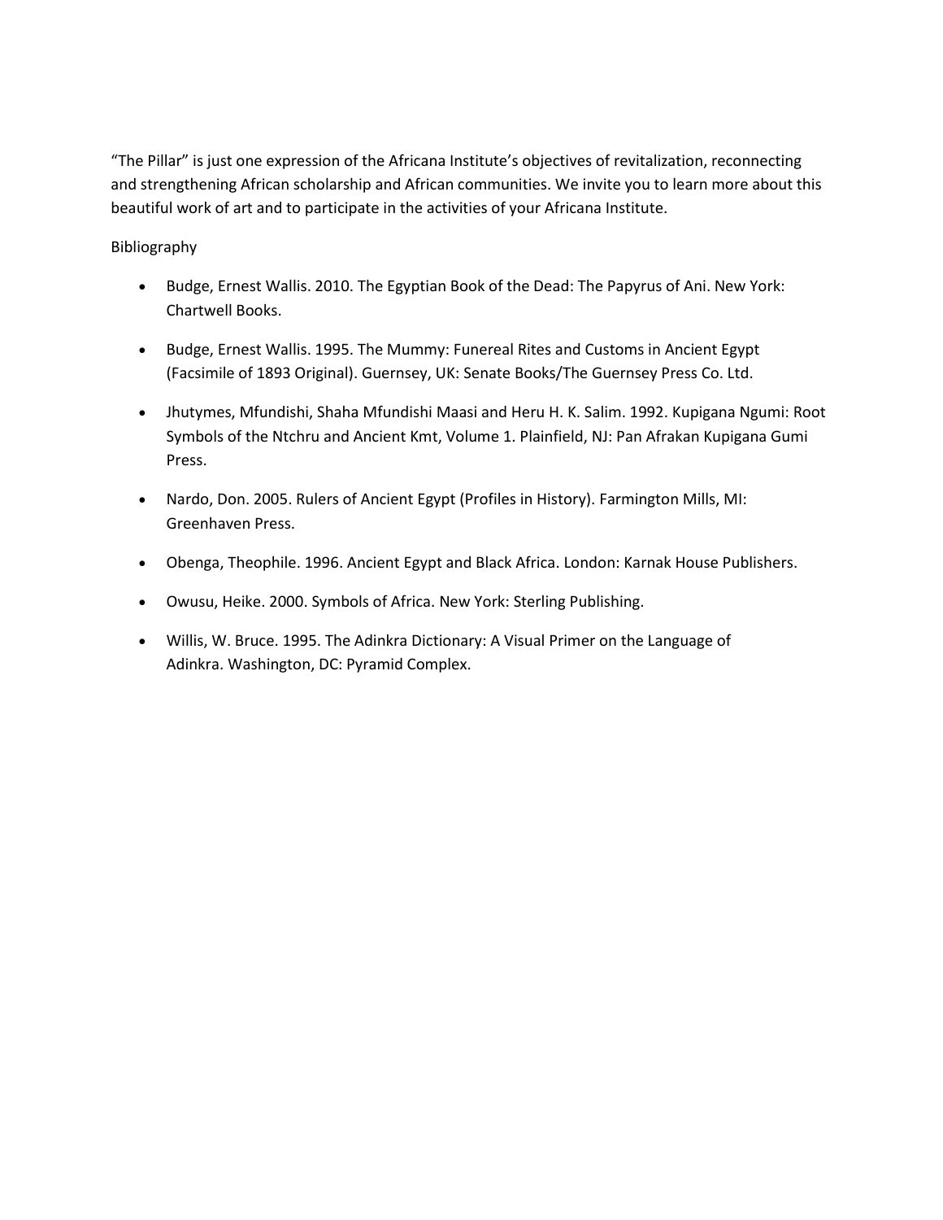"The Pillar" is just one expression of the Africana Institute's objectives of revitalization, reconnecting and strengthening African scholarship and African communities. We invite you to learn more about this beautiful work of art and to participate in the activities of your Africana Institute.

Bibliography

- Budge, Ernest Wallis. 2010. The Egyptian Book of the Dead: The Papyrus of Ani. New York: Chartwell Books.
- Budge, Ernest Wallis. 1995. The Mummy: Funereal Rites and Customs in Ancient Egypt (Facsimile of 1893 Original). Guernsey, UK: Senate Books/The Guernsey Press Co. Ltd.
- Jhutymes, Mfundishi, Shaha Mfundishi Maasi and Heru H. K. Salim. 1992. Kupigana Ngumi: Root Symbols of the Ntchru and Ancient Kmt, Volume 1. Plainfield, NJ: Pan Afrakan Kupigana Gumi Press.
- Nardo, Don. 2005. Rulers of Ancient Egypt (Profiles in History). Farmington Mills, MI: Greenhaven Press.
- Obenga, Theophile. 1996. Ancient Egypt and Black Africa. London: Karnak House Publishers.
- Owusu, Heike. 2000. Symbols of Africa. New York: Sterling Publishing.
- Willis, W. Bruce. 1995. The Adinkra Dictionary: A Visual Primer on the Language of Adinkra. Washington, DC: Pyramid Complex.